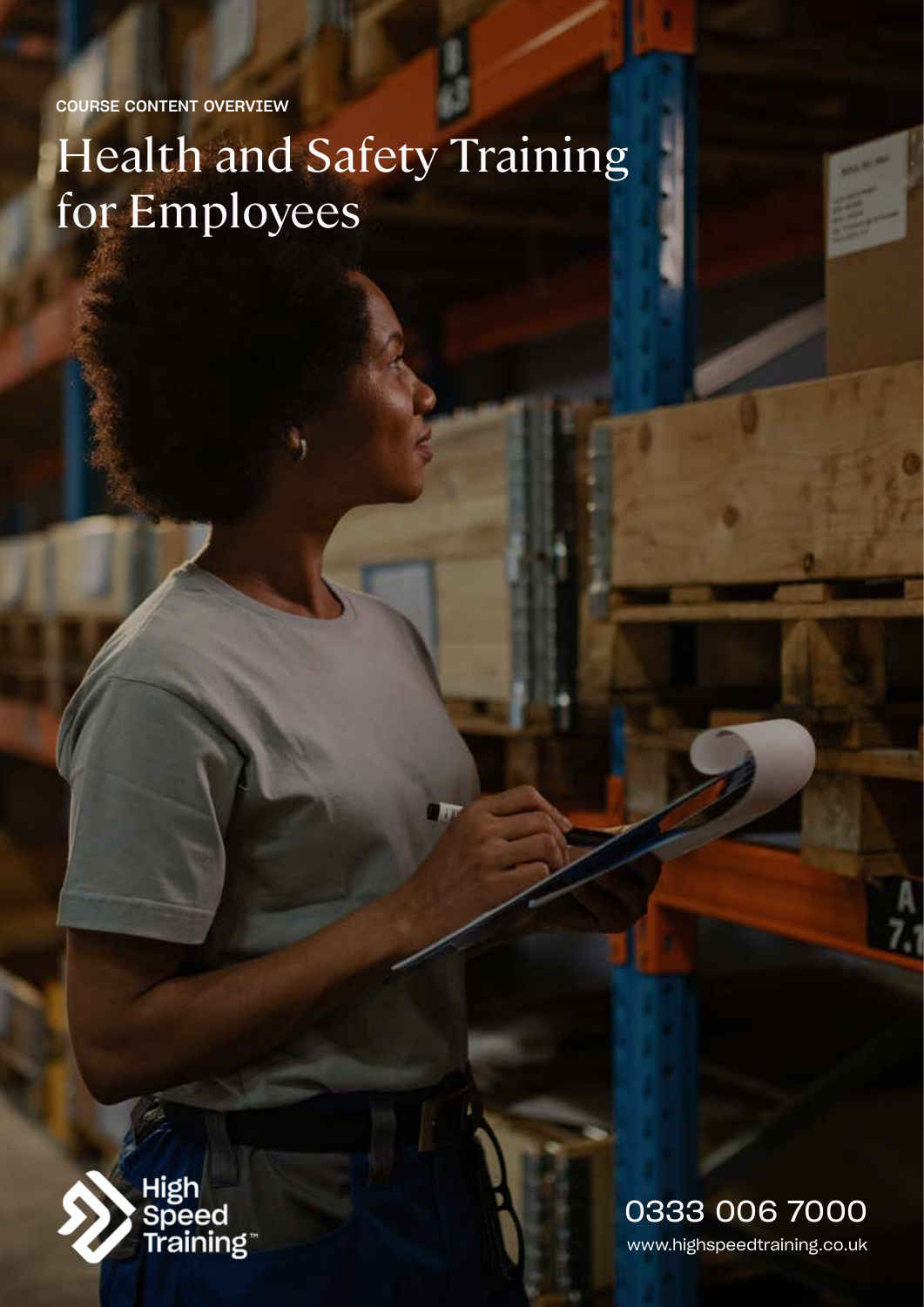COURSE CONTENT OVERVIEW

# Health and Safety Training for Employees

High Speed Training™

0333 006 7000

www.highspeedtraining.co.uk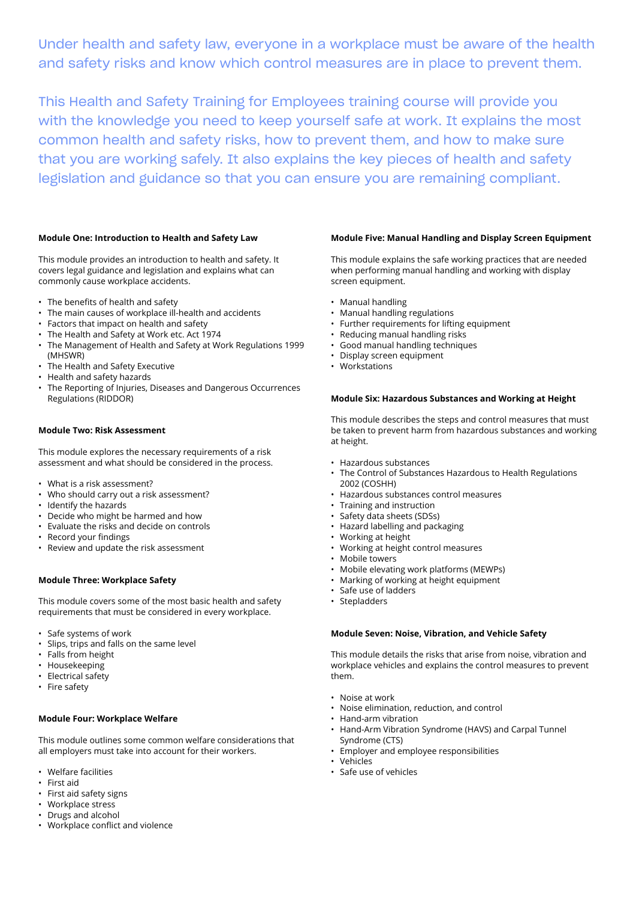Under health and safety law, everyone in a workplace must be aware of the health and safety risks and know which control measures are in place to prevent them.

This Health and Safety Training for Employees training course will provide you with the knowledge you need to keep yourself safe at work. It explains the most common health and safety risks, how to prevent them, and how to make sure that you are working safely. It also explains the key pieces of health and safety legislation and guidance so that you can ensure you are remaining compliant.

### Module One: Introduction to Health and Safety Law

This module provides an introduction to health and safety. It covers legal guidance and legislation and explains what can commonly cause workplace accidents.

- The benefits of health and safety
- The main causes of workplace ill-health and accidents
- Factors that impact on health and safety
- The Health and Safety at Work etc. Act 1974
- The Management of Health and Safety at Work Regulations 1999 (MHSWR)
- The Health and Safety Executive
- Health and safety hazards
- The Reporting of Injuries, Diseases and Dangerous Occurrences Regulations (RIDDOR)

### Module Two: Risk Assessment

This module explores the necessary requirements of a risk assessment and what should be considered in the process.

- What is a risk assessment?
- Who should carry out a risk assessment?
- Identify the hazards
- Decide who might be harmed and how
- Evaluate the risks and decide on controls
- Record your findings
- Review and update the risk assessment

### Module Three: Workplace Safety

This module covers some of the most basic health and safety requirements that must be considered in every workplace.

- Safe systems of work
- Slips, trips and falls on the same level
- Falls from height
- Housekeeping
- Electrical safety
- Fire safety

### Module Four: Workplace Welfare

This module outlines some common welfare considerations that all employers must take into account for their workers.

- Welfare facilities
- First aid
- First aid safety signs
- Workplace stress
- Drugs and alcohol
- Workplace conflict and violence

### Module Five: Manual Handling and Display Screen Equipment

This module explains the safe working practices that are needed when performing manual handling and working with display screen equipment.

- Manual handling
- Manual handling regulations
- Further requirements for lifting equipment
- Reducing manual handling risks
- Good manual handling techniques
- Display screen equipment
- Workstations

### Module Six: Hazardous Substances and Working at Height

This module describes the steps and control measures that must be taken to prevent harm from hazardous substances and working at height.

- Hazardous substances
- The Control of Substances Hazardous to Health Regulations 2002 (COSHH)
- Hazardous substances control measures
- Training and instruction
- Safety data sheets (SDSs)
- Hazard labelling and packaging
- Working at height
- Working at height control measures
- Mobile towers
- Mobile elevating work platforms (MEWPs)
- Marking of working at height equipment
- Safe use of ladders
- Stepladders

### Module Seven: Noise, Vibration, and Vehicle Safety

This module details the risks that arise from noise, vibration and workplace vehicles and explains the control measures to prevent them.

- Noise at work
- Noise elimination, reduction, and control
- Hand-arm vibration
- Hand-Arm Vibration Syndrome (HAVS) and Carpal Tunnel Syndrome (CTS)
- Employer and employee responsibilities
- Vehicles
- Safe use of vehicles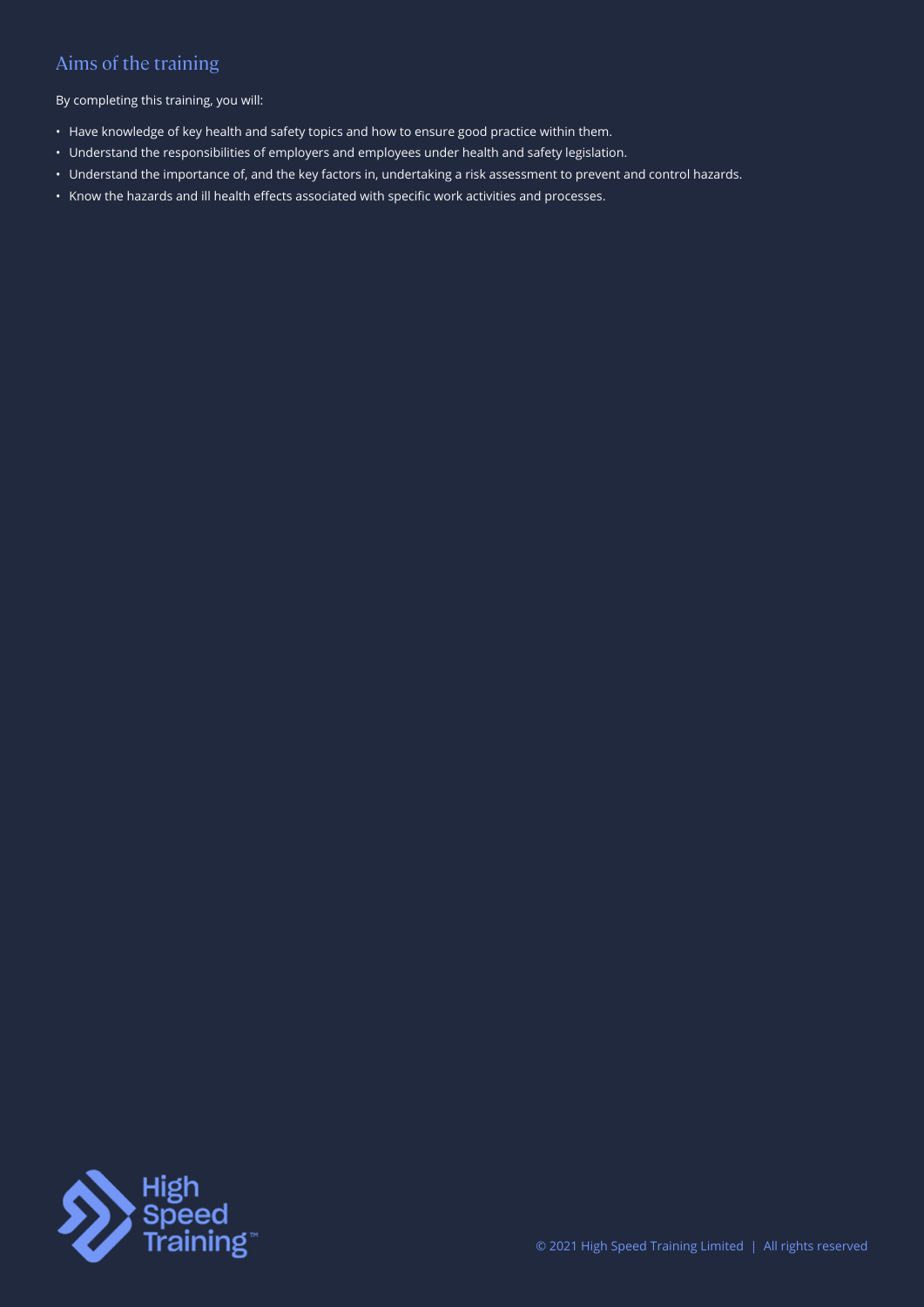## Aims of the training

By completing this training, you will:

- Have knowledge of key health and safety topics and how to ensure good practice within them.
- Understand the responsibilities of employers and employees under health and safety legislation.
- Understand the importance of, and the key factors in, undertaking a risk assessment to prevent and control hazards.
- Know the hazards and ill health effects associated with specific work activities and processes.